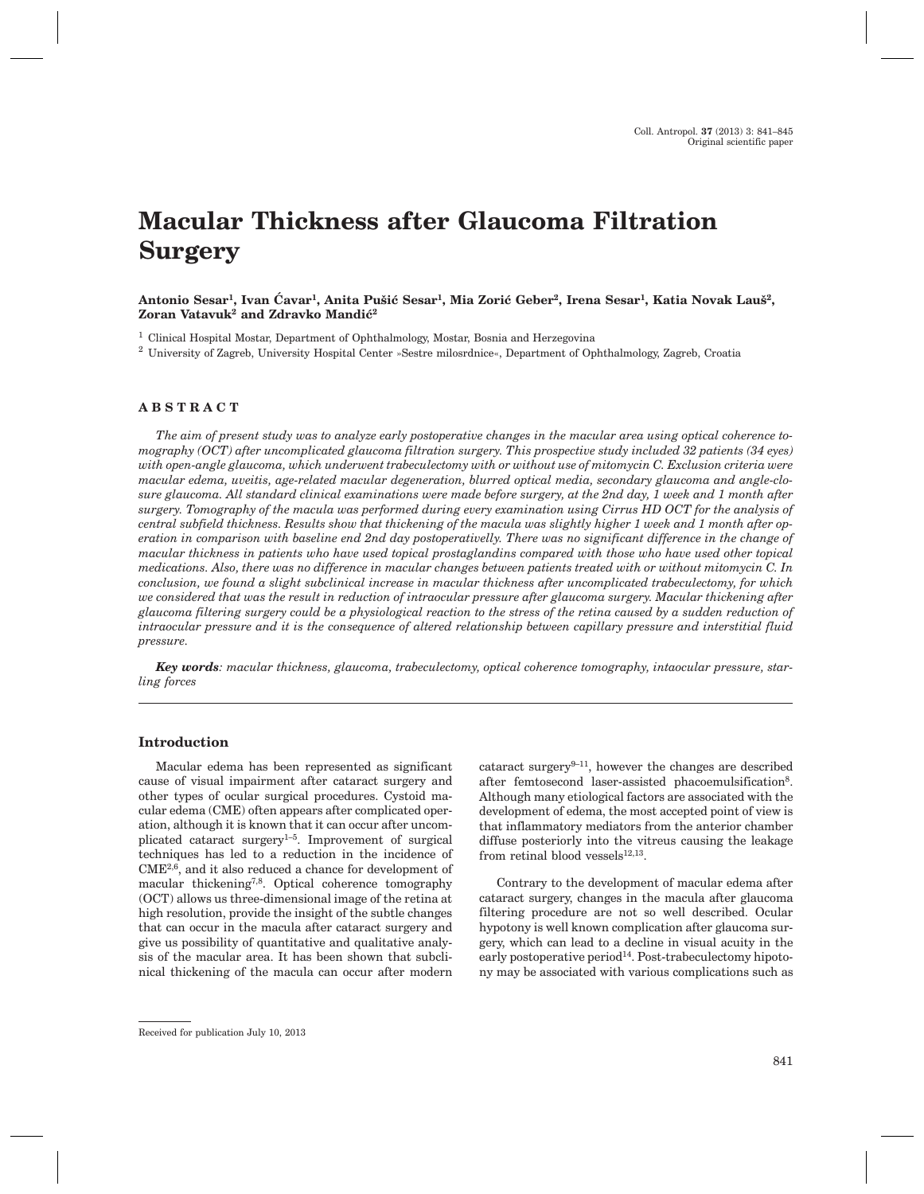# Macular Thickness after Glaucoma Filtration Surgery

**Antonio Sesar[1], Ivan Ćavar[1], Anita Pušić Sesar[1], Mia Zorić Geber[2], Irena Sesar[1], Katia Novak Lauš[2], Zoran Vatavuk[2] and Zdravko Mandić[2]**

[1] Clinical Hospital Mostar, Department of Ophthalmology, Mostar, Bosnia and Herzegovina

[2] University of Zagreb, University Hospital Center »Sestre milosrdnice«, Department of Ophthalmology, Zagreb, Croatia

## ABSTRACT

*The aim of present study was to analyze early postoperative changes in the macular area using optical coherence tomography (OCT) after uncomplicated glaucoma filtration surgery. This prospective study included 32 patients (34 eyes) with open-angle glaucoma, which underwent trabeculectomy with or without use of mitomycin C. Exclusion criteria were macular edema, uveitis, age-related macular degeneration, blurred optical media, secondary glaucoma and angle-closure glaucoma. All standard clinical examinations were made before surgery, at the 2nd day, 1 week and 1 month after surgery. Tomography of the macula was performed during every examination using Cirrus HD OCT for the analysis of central subfield thickness. Results show that thickening of the macula was slightly higher 1 week and 1 month after operation in comparison with baseline end 2nd day postoperativelly. There was no significant difference in the change of macular thickness in patients who have used topical prostaglandins compared with those who have used other topical medications. Also, there was no difference in macular changes between patients treated with or without mitomycin C. In conclusion, we found a slight subclinical increase in macular thickness after uncomplicated trabeculectomy, for which we considered that was the result in reduction of intraocular pressure after glaucoma surgery. Macular thickening after glaucoma filtering surgery could be a physiological reaction to the stress of the retina caused by a sudden reduction of intraocular pressure and it is the consequence of altered relationship between capillary pressure and interstitial fluid pressure.*

***Key words**: macular thickness, glaucoma, trabeculectomy, optical coherence tomography, intaocular pressure, starling forces*

## Introduction

Macular edema has been represented as significant cause of visual impairment after cataract surgery and other types of ocular surgical procedures. Cystoid macular edema (CME) often appears after complicated operation, although it is known that it can occur after uncomplicated cataract surgery[1–5]. Improvement of surgical techniques has led to a reduction in the incidence of CME[2,6], and it also reduced a chance for development of macular thickening[7,8]. Optical coherence tomography (OCT) allows us three-dimensional image of the retina at high resolution, provide the insight of the subtle changes that can occur in the macula after cataract surgery and give us possibility of quantitative and qualitative analysis of the macular area. It has been shown that subclinical thickening of the macula can occur after modern cataract surgery[9–11], however the changes are described after femtosecond laser-assisted phacoemulsification[8]. Although many etiological factors are associated with the development of edema, the most accepted point of view is that inflammatory mediators from the anterior chamber diffuse posteriorly into the vitreous causing the leakage from retinal blood vessels[12,13].

Contrary to the development of macular edema after cataract surgery, changes in the macula after glaucoma filtering procedure are not so well described. Ocular hypotony is well known complication after glaucoma surgery, which can lead to a decline in visual acuity in the early postoperative period[14]. Post-trabeculectomy hipotony may be associated with various complications such as

Received for publication July 10, 2013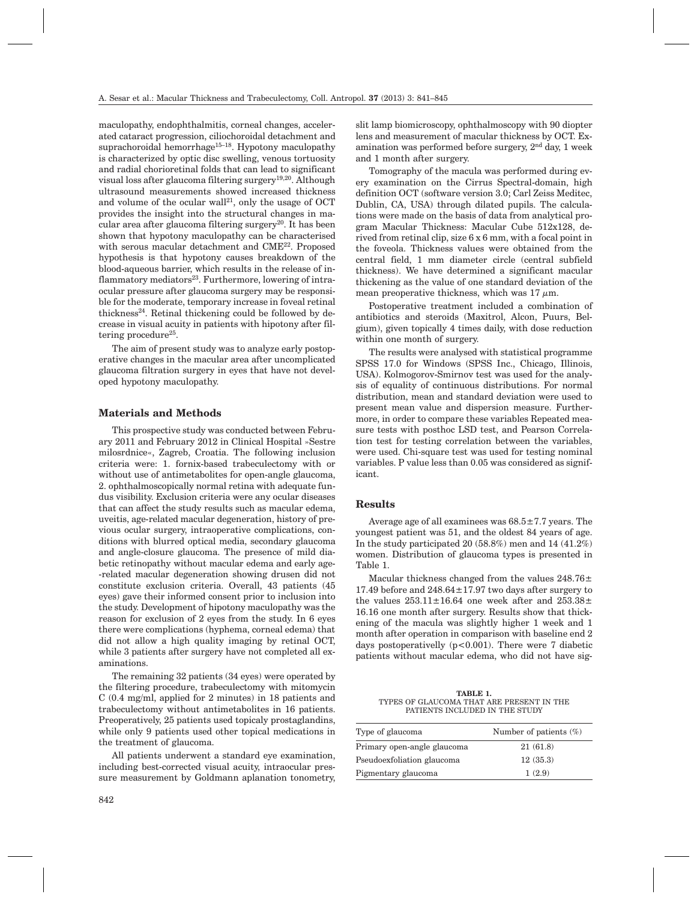maculopathy, endophthalmitis, corneal changes, accelerated cataract progression, ciliochoroidal detachment and suprachoroidal hemorrhage[15–18]. Hypotony maculopathy is characterized by optic disc swelling, venous tortuosity and radial chorioretinal folds that can lead to significant visual loss after glaucoma filtering surgery[19,20]. Although ultrasound measurements showed increased thickness and volume of the ocular wall[21], only the usage of OCT provides the insight into the structural changes in macular area after glaucoma filtering surgery[20]. It has been shown that hypotony maculopathy can be characterised with serous macular detachment and CME[22]. Proposed hypothesis is that hypotony causes breakdown of the blood-aqueous barrier, which results in the release of inflammatory mediators[23]. Furthermore, lowering of intraocular pressure after glaucoma surgery may be responsible for the moderate, temporary increase in foveal retinal thickness[24]. Retinal thickening could be followed by decrease in visual acuity in patients with hipotony after filtering procedure[25].

The aim of present study was to analyze early postoperative changes in the macular area after uncomplicated glaucoma filtration surgery in eyes that have not developed hypotony maculopathy.

## Materials and Methods

This prospective study was conducted between February 2011 and February 2012 in Clinical Hospital »Sestre milosrdnice«, Zagreb, Croatia. The following inclusion criteria were: 1. fornix-based trabeculectomy with or without use of antimetabolites for open-angle glaucoma, 2. ophthalmoscopically normal retina with adequate fundus visibility. Exclusion criteria were any ocular diseases that can affect the study results such as macular edema, uveitis, age-related macular degeneration, history of previous ocular surgery, intraoperative complications, conditions with blurred optical media, secondary glaucoma and angle-closure glaucoma. The presence of mild diabetic retinopathy without macular edema and early age-related macular degeneration showing drusen did not constitute exclusion criteria. Overall, 43 patients (45 eyes) gave their informed consent prior to inclusion into the study. Development of hipotony maculopathy was the reason for exclusion of 2 eyes from the study. In 6 eyes there were complications (hyphema, corneal edema) that did not allow a high quality imaging by retinal OCT, while 3 patients after surgery have not completed all examinations.

The remaining 32 patients (34 eyes) were operated by the filtering procedure, trabeculectomy with mitomycin C (0.4 mg/ml, applied for 2 minutes) in 18 patients and trabeculectomy without antimetabolites in 16 patients. Preoperatively, 25 patients used topicaly prostaglandins, while only 9 patients used other topical medications in the treatment of glaucoma.

All patients underwent a standard eye examination, including best-corrected visual acuity, intraocular pressure measurement by Goldmann aplanation tonometry, slit lamp biomicroscopy, ophthalmoscopy with 90 diopter lens and measurement of macular thickness by OCT. Examination was performed before surgery, 2[nd] day, 1 week and 1 month after surgery.

Tomography of the macula was performed during every examination on the Cirrus Spectral-domain, high definition OCT (software version 3.0; Carl Zeiss Meditec, Dublin, CA, USA) through dilated pupils. The calculations were made on the basis of data from analytical program Macular Thickness: Macular Cube 512x128, derived from retinal clip, size 6 x 6 mm, with a focal point in the foveola. Thickness values were obtained from the central field, 1 mm diameter circle (central subfield thickness). We have determined a significant macular thickening as the value of one standard deviation of the mean preoperative thickness, which was 17 $\mu$m.

Postoperative treatment included a combination of antibiotics and steroids (Maxitrol, Alcon, Puurs, Belgium), given topically 4 times daily, with dose reduction within one month of surgery.

The results were analysed with statistical programme SPSS 17.0 for Windows (SPSS Inc., Chicago, Illinois, USA). Kolmogorov-Smirnov test was used for the analysis of equality of continuous distributions. For normal distribution, mean and standard deviation were used to present mean value and dispersion measure. Furthermore, in order to compare these variables Repeated measure tests with posthoc LSD test, and Pearson Correlation test for testing correlation between the variables, were used. Chi-square test was used for testing nominal variables. P value less than 0.05 was considered as significant.

## Results

Average age of all examinees was 68.5±7.7 years. The youngest patient was 51, and the oldest 84 years of age. In the study participated 20 (58.8%) men and 14 (41.2%) women. Distribution of glaucoma types is presented in Table 1.

Macular thickness changed from the values 248.76±17.49 before and 248.64±17.97 two days after surgery to the values 253.11±16.64 one week after and 253.38±16.16 one month after surgery. Results show that thickening of the macula was slightly higher 1 week and 1 month after operation in comparison with baseline end 2 days postoperativelly ($p<0.001$). There were 7 diabetic patients without macular edema, who did not have sig-

**TABLE 1.**
TYPES OF GLAUCOMA THAT ARE PRESENT IN THE PATIENTS INCLUDED IN THE STUDY

| Type of glaucoma | Number of patients (%) |
|---|---|
| Primary open-angle glaucoma | 21 (61.8) |
| Pseudoexfoliation glaucoma | 12 (35.3) |
| Pigmentary glaucoma | 1 (2.9) |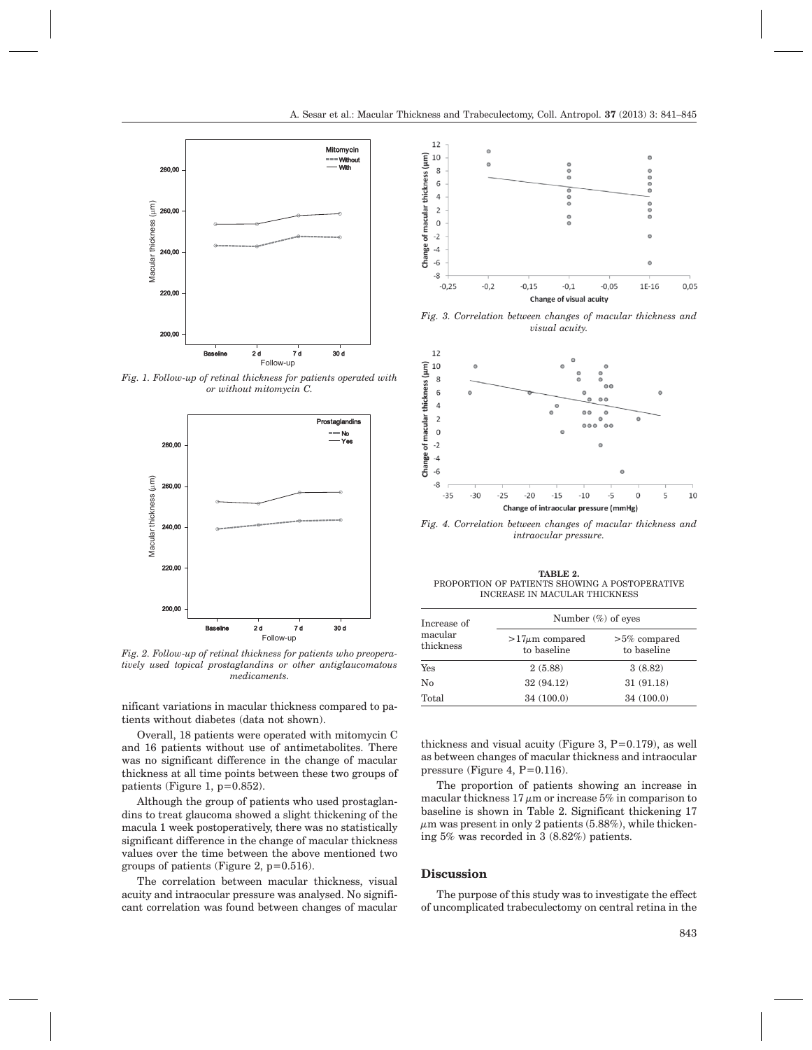Fig. 1. Follow-up of retinal thickness for patients operated with or without mitomycin C.

Fig. 2. Follow-up of retinal thickness for patients who preoperatively used topical prostaglandins or other antiglaucomatous medicaments.

nificant variations in macular thickness compared to patients without diabetes (data not shown).

Overall, 18 patients were operated with mitomycin C and 16 patients without use of antimetabolites. There was no significant difference in the change of macular thickness at all time points between these two groups of patients (Figure 1, p=0.852).

Although the group of patients who used prostaglandins to treat glaucoma showed a slight thickening of the macula 1 week postoperatively, there was no statistically significant difference in the change of macular thickness values over the time between the above mentioned two groups of patients (Figure 2, p=0.516).

The correlation between macular thickness, visual acuity and intraocular pressure was analysed. No significant correlation was found between changes of macular thickness and visual acuity (Figure 3, P=0.179), as well as between changes of macular thickness and intraocular pressure (Figure 4, P=0.116).

The proportion of patients showing an increase in macular thickness 17 $\mu$m or increase 5% in comparison to baseline is shown in Table 2. Significant thickening 17 $\mu$m was present in only 2 patients (5.88%), while thickening 5% was recorded in 3 (8.82%) patients.

Fig. 3. Correlation between changes of macular thickness and visual acuity.

Fig. 4. Correlation between changes of macular thickness and intraocular pressure.

**TABLE 2.**
PROPORTION OF PATIENTS SHOWING A POSTOPERATIVE INCREASE IN MACULAR THICKNESS

| Increase of macular thickness | Number (%) of eyes | |
|---|---|---|
| | >17$\mu$m compared to baseline | >5% compared to baseline |
| Yes | 2 (5.88) | 3 (8.82) |
| No | 32 (94.12) | 31 (91.18) |
| Total | 34 (100.0) | 34 (100.0) |

## Discussion

The purpose of this study was to investigate the effect of uncomplicated trabeculectomy on central retina in the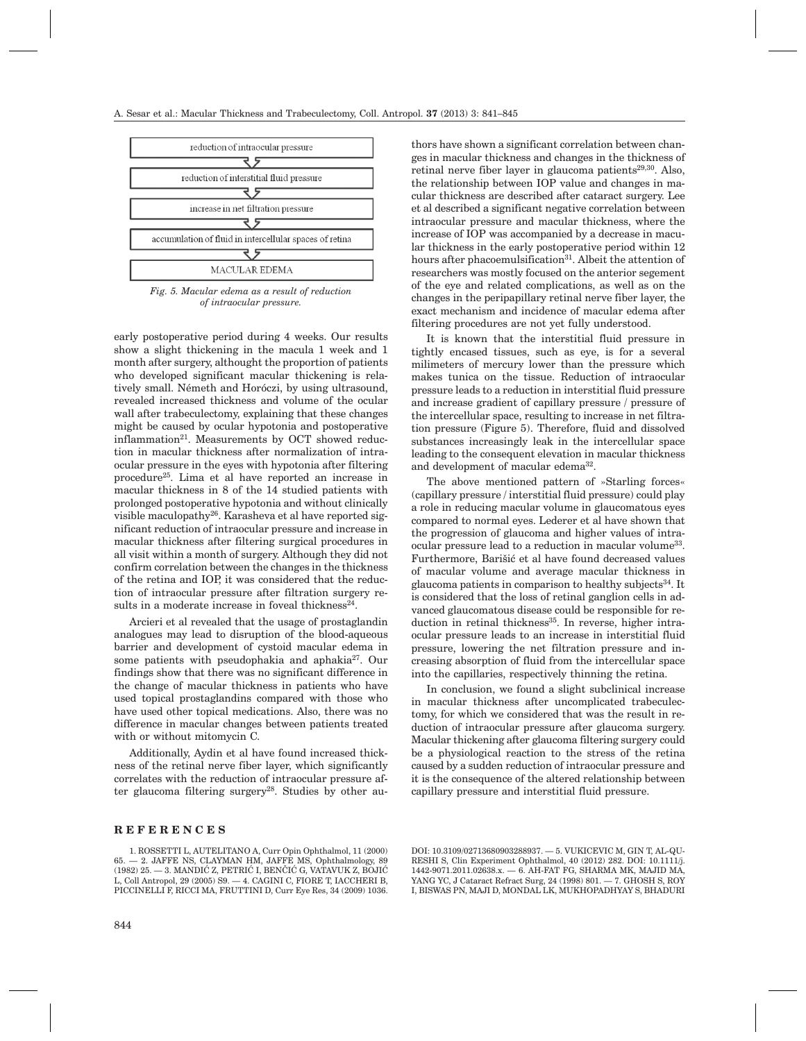reduction of intraocular pressure

↓

reduction of interstitial fluid pressure

↓

increase in net filtration pressure

↓

accumulation of fluid in intercellular spaces of retina

↓

MACULAR EDEMA

*Fig. 5. Macular edema as a result of reduction of intraocular pressure.*

early postoperative period during 4 weeks. Our results show a slight thickening in the macula 1 week and 1 month after surgery, althought the proportion of patients who developed significant macular thickening is relatively small. Németh and Horóczi, by using ultrasound, revealed increased thickness and volume of the ocular wall after trabeculectomy, explaining that these changes might be caused by ocular hypotonia and postoperative inflammation[21]. Measurements by OCT showed reduction in macular thickness after normalization of intraocular pressure in the eyes with hypotonia after filtering procedure[25]. Lima et al have reported an increase in macular thickness in 8 of the 14 studied patients with prolonged postoperative hypotonia and without clinically visible maculopathy[26]. Karasheva et al have reported significant reduction of intraocular pressure and increase in macular thickness after filtering surgical procedures in all visit within a month of surgery. Although they did not confirm correlation between the changes in the thickness of the retina and IOP, it was considered that the reduction of intraocular pressure after filtration surgery results in a moderate increase in foveal thickness[24].

Arcieri et al revealed that the usage of prostaglandin analogues may lead to disruption of the blood-aqueous barrier and development of cystoid macular edema in some patients with pseudophakia and aphakia[27]. Our findings show that there was no significant difference in the change of macular thickness in patients who have used topical prostaglandins compared with those who have used other topical medications. Also, there was no difference in macular changes between patients treated with or without mitomycin C.

Additionally, Aydin et al have found increased thickness of the retinal nerve fiber layer, which significantly correlates with the reduction of intraocular pressure after glaucoma filtering surgery[28]. Studies by other authors have shown a significant correlation between changes in macular thickness and changes in the thickness of retinal nerve fiber layer in glaucoma patients[29,30]. Also, the relationship between IOP value and changes in macular thickness are described after cataract surgery. Lee et al described a significant negative correlation between intraocular pressure and macular thickness, where the increase of IOP was accompanied by a decrease in macular thickness in the early postoperative period within 12 hours after phacoemulsification[31]. Albeit the attention of researchers was mostly focused on the anterior segement of the eye and related complications, as well as on the changes in the peripapillary retinal nerve fiber layer, the exact mechanism and incidence of macular edema after filtering procedures are not yet fully understood.

It is known that the interstitial fluid pressure in tightly encased tissues, such as eye, is for a several milimeters of mercury lower than the pressure which makes tunica on the tissue. Reduction of intraocular pressure leads to a reduction in interstitial fluid pressure and increase gradient of capillary pressure / pressure of the intercellular space, resulting to increase in net filtration pressure (Figure 5). Therefore, fluid and dissolved substances increasingly leak in the intercellular space leading to the consequent elevation in macular thickness and development of macular edema[32].

The above mentioned pattern of »Starling forces« (capillary pressure / interstitial fluid pressure) could play a role in reducing macular volume in glaucomatous eyes compared to normal eyes. Lederer et al have shown that the progression of glaucoma and higher values of intraocular pressure lead to a reduction in macular volume[33]. Furthermore, Barišić et al have found decreased values of macular volume and average macular thickness in glaucoma patients in comparison to healthy subjects[34]. It is considered that the loss of retinal ganglion cells in advanced glaucomatous disease could be responsible for reduction in retinal thickness[35]. In reverse, higher intraocular pressure leads to an increase in interstitial fluid pressure, lowering the net filtration pressure and increasing absorption of fluid from the intercellular space into the capillaries, respectively thinning the retina.

In conclusion, we found a slight subclinical increase in macular thickness after uncomplicated trabeculectomy, for which we considered that was the result in reduction of intraocular pressure after glaucoma surgery. Macular thickening after glaucoma filtering surgery could be a physiological reaction to the stress of the retina caused by a sudden reduction of intraocular pressure and it is the consequence of the altered relationship between capillary pressure and interstitial fluid pressure.

## REFERENCES

1. ROSSETTI L, AUTELITANO A, Curr Opin Ophthalmol, 11 (2000) 65. — 2. JAFFE NS, CLAYMAN HM, JAFFE MS, Ophthalmology, 89 (1982) 25. — 3. MANDIĆ Z, PETRIĆ I, BENČIĆ G, VATAVUK Z, BOJIĆ L, Coll Antropol, 29 (2005) S9. — 4. CAGINI C, FIORE T, IACCHERI B, PICCINELLI F, RICCI MA, FRUTTINI D, Curr Eye Res, 34 (2009) 1036. DOI: 10.3109/02713680903288937. — 5. VUKICEVIC M, GIN T, AL-QURESHI S, Clin Experiment Ophthalmol, 40 (2012) 282. DOI: 10.1111/j.1442-9071.2011.02638.x. — 6. AH-FAT FG, SHARMA MK, MAJID MA, YANG YC, J Cataract Refract Surg, 24 (1998) 801. — 7. GHOSH S, ROY I, BISWAS PN, MAJI D, MONDAL LK, MUKHOPADHYAY S, BHADURI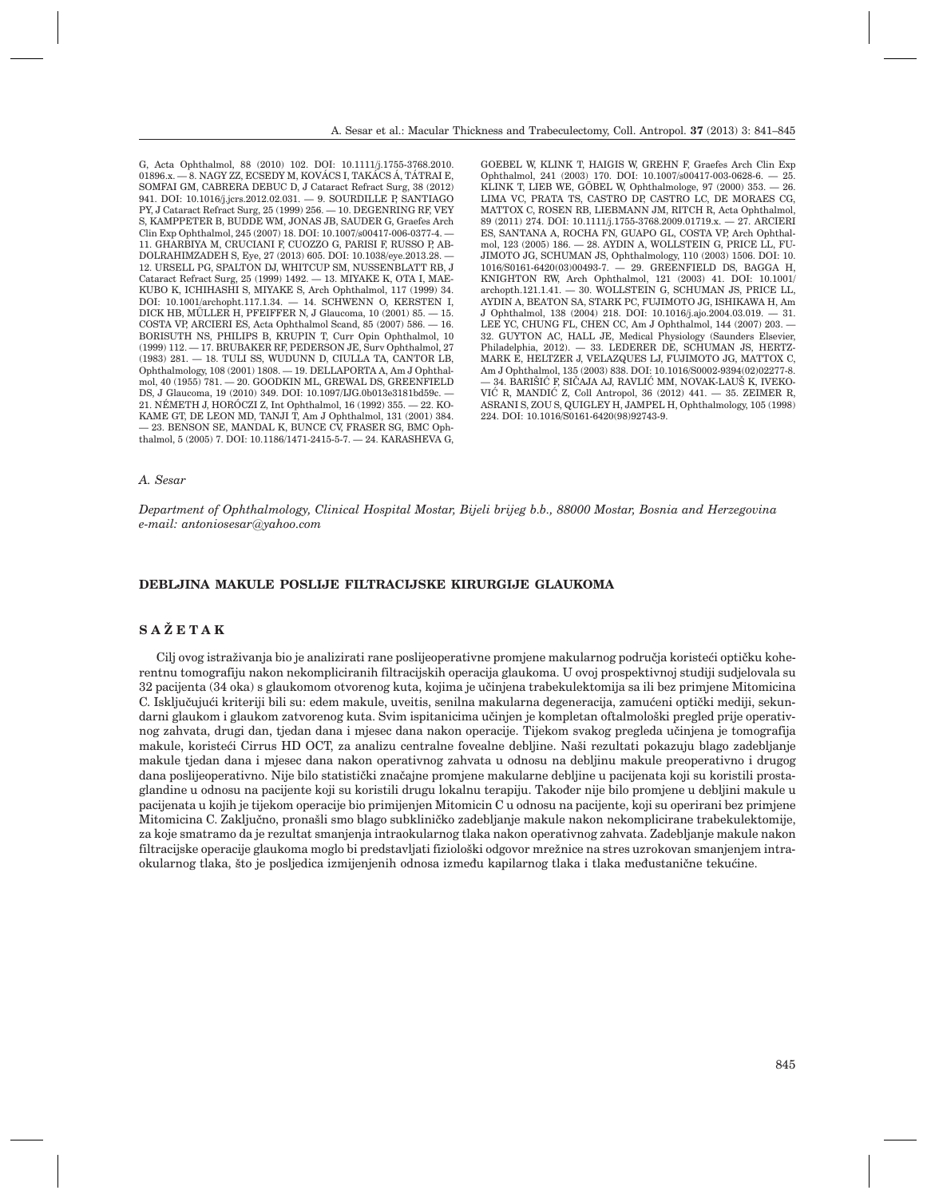G, Acta Ophthalmol, 88 (2010) 102. DOI: 10.1111/j.1755-3768.2010.01896.x. — 8. NAGY ZZ, ECSEDY M, KOVÁCS I, TAKÁCS Á, TÁTRAI E, SOMFAI GM, CABRERA DEBUC D, J Cataract Refract Surg, 38 (2012) 941. DOI: 10.1016/j.jcrs.2012.02.031. — 9. SOURDILLE P, SANTIAGO PY, J Cataract Refract Surg, 25 (1999) 256. — 10. DEGENRING RF, VEY S, KAMPPETER B, BUDDE WM, JONAS JB, SAUDER G, Graefes Arch Clin Exp Ophthalmol, 245 (2007) 18. DOI: 10.1007/s00417-006-0377-4. — 11. GHARBIYA M, CRUCIANI F, CUOZZO G, PARISI F, RUSSO P, ABDOLRAHIMZADEH S, Eye, 27 (2013) 605. DOI: 10.1038/eye.2013.28. — 12. URSELL PG, SPALTON DJ, WHITCUP SM, NUSSENBLATT RB, J Cataract Refract Surg, 25 (1999) 1492. — 13. MIYAKE K, OTA I, MAEKUBO K, ICHIHASHI S, MIYAKE S, Arch Ophthalmol, 117 (1999) 34. DOI: 10.1001/archopht.117.1.34. — 14. SCHWENN O, KERSTEN I, DICK HB, MÜLLER H, PFEIFFER N, J Glaucoma, 10 (2001) 85. — 15. COSTA VP, ARCIERI ES, Acta Ophthalmol Scand, 85 (2007) 586. — 16. BORISUTH NS, PHILIPS B, KRUPIN T, Curr Opin Ophthalmol, 10 (1999) 112. — 17. BRUBAKER RF, PEDERSON JE, Surv Ophthalmol, 27 (1983) 281. — 18. TULI SS, WUDUNN D, CIULLA TA, CANTOR LB, Ophthalmology, 108 (2001) 1808. — 19. DELLAPORTA A, Am J Ophthalmol, 40 (1955) 781. — 20. GOODKIN ML, GREWAL DS, GREENFIELD DS, J Glaucoma, 19 (2010) 349. DOI: 10.1097/IJG.0b013e3181bd59c. — 21. NÉMETH J, HORÓCZI Z, Int Ophthalmol, 16 (1992) 355. — 22. KOKAME GT, DE LEON MD, TANJI T, Am J Ophthalmol, 131 (2001) 384. — 23. BENSON SE, MANDAL K, BUNCE CV, FRASER SG, BMC Ophthalmol, 5 (2005) 7. DOI: 10.1186/1471-2415-5-7. — 24. KARASHEVA G, GOEBEL W, KLINK T, HAIGIS W, GREHN F, Graefes Arch Clin Exp Ophthalmol, 241 (2003) 170. DOI: 10.1007/s00417-003-0628-6. — 25. KLINK T, LIEB WE, GÖBEL W, Ophthalmologe, 97 (2000) 353. — 26. LIMA VC, PRATA TS, CASTRO DP, CASTRO LC, DE MORAES CG, MATTOX C, ROSEN RB, LIEBMANN JM, RITCH R, Acta Ophthalmol, 89 (2011) 274. DOI: 10.1111/j.1755-3768.2009.01719.x. — 27. ARCIERI ES, SANTANA A, ROCHA FN, GUAPO GL, COSTA VP, Arch Ophthalmol, 123 (2005) 186. — 28. AYDIN A, WOLLSTEIN G, PRICE LL, FUJIMOTO JG, SCHUMAN JS, Ophthalmology, 110 (2003) 1506. DOI: 10.1016/S0161-6420(03)00493-7. — 29. GREENFIELD DS, BAGGA H, KNIGHTON RW, Arch Ophthalmol, 121 (2003) 41. DOI: 10.1001/archopht.121.1.41. — 30. WOLLSTEIN G, SCHUMAN JS, PRICE LL, AYDIN A, BEATON SA, STARK PC, FUJIMOTO JG, ISHIKAWA H, Am J Ophthalmol, 138 (2004) 218. DOI: 10.1016/j.ajo.2004.03.019. — 31. LEE YC, CHUNG FL, CHEN CC, Am J Ophthalmol, 144 (2007) 203. — 32. GUYTON AC, HALL JE, Medical Physiology (Saunders Elsevier, Philadelphia, 2012). — 33. LEDERER DE, SCHUMAN JS, HERTZMARK E, HELTZER J, VELAZQUES LJ, FUJIMOTO JG, MATTOX C, Am J Ophthalmol, 135 (2003) 838. DOI: 10.1016/S0002-9394(02)02277-8. — 34. BARIŠIĆ F, SIČAJA AJ, RAVLIĆ MM, NOVAK-LAUŠ K, IVEKOVIĆ R, MANDIĆ Z, Coll Antropol, 36 (2012) 441. — 35. ZEIMER R, ASRANI S, ZOU S, QUIGLEY H, JAMPEL H, Ophthalmology, 105 (1998) 224. DOI: 10.1016/S0161-6420(98)92743-9.

*A. Sesar*

*Department of Ophthalmology, Clinical Hospital Mostar, Bijeli brijeg b.b., 88000 Mostar, Bosnia and Herzegovina*
*e-mail: antoniosesar@yahoo.com*

## DEBLJINA MAKULE POSLIJE FILTRACIJSKE KIRURGIJE GLAUKOMA

### S A Ž E T A K

Cilj ovog istraživanja bio je analizirati rane poslijeoperativne promjene makularnog područja koristeći optičku koherentnu tomografiju nakon nekompliciranih filtracijskih operacija glaukoma. U ovoj prospektivnoj studiji sudjelovala su 32 pacijenta (34 oka) s glaukomom otvorenog kuta, kojima je učinjena trabekulektomija sa ili bez primjene Mitomicina C. Isključujući kriteriji bili su: edem makule, uveitis, senilna makularna degeneracija, zamućeni optički mediji, sekundarni glaukom i glaukom zatvorenog kuta. Svim ispitanicima učinjen je kompletan oftalmološki pregled prije operativnog zahvata, drugi dan, tjedan dana i mjesec dana nakon operacije. Tijekom svakog pregleda učinjena je tomografija makule, koristeći Cirrus HD OCT, za analizu centralne fovealne debljine. Naši rezultati pokazuju blago zadebljanje makule tjedan dana i mjesec dana nakon operativnog zahvata u odnosu na debljinu makule preoperativno i drugog dana poslijeoperativno. Nije bilo statistički značajne promjene makularne debljine u pacijenata koji su koristili prostaglandine u odnosu na pacijente koji su koristili drugu lokalnu terapiju. Također nije bilo promjene u debljini makule u pacijenata u kojih je tijekom operacije bio primijenjen Mitomicin C u odnosu na pacijente, koji su operirani bez primjene Mitomicina C. Zaključno, pronašli smo blago subkliničko zadebljanje makule nakon nekomplicirane trabekulektomije, za koje smatramo da je rezultat smanjenja intraokularnog tlaka nakon operativnog zahvata. Zadebljanje makule nakon filtracijske operacije glaukoma moglo bi predstavljati fiziološki odgovor mrežnice na stres uzrokovan smanjenjem intraokularnog tlaka, što je posljedica izmijenjenih odnosa između kapilarnog tlaka i tlaka međustanične tekućine.